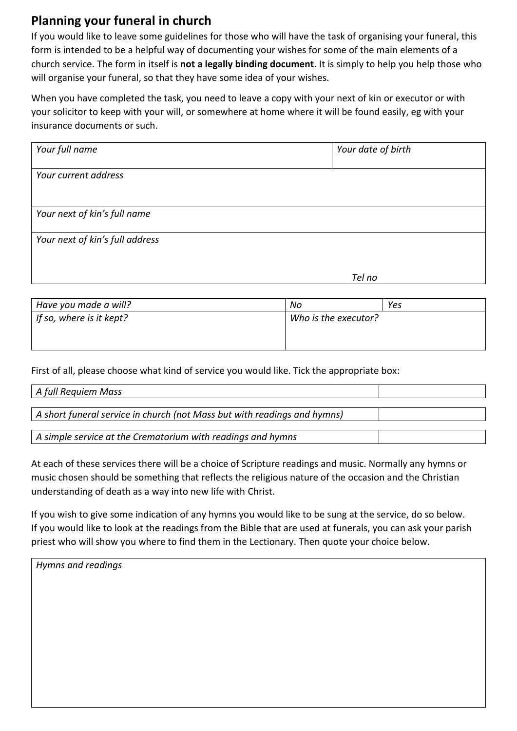## Planning your funeral in church

If you would like to leave some guidelines for those who will have the task of organising your funeral, this form is intended to be a helpful way of documenting your wishes for some of the main elements of a church service. The form in itself is **not a legally binding document**. It is simply to help you help those who will organise your funeral, so that they have some idea of your wishes.

When you have completed the task, you need to leave a copy with your next of kin or executor or with your solicitor to keep with your will, or somewhere at home where it will be found easily, eg with your insurance documents or such.

| *Your full name* | *Your date of birth* |
|---|---|
| *Your current address* | |
| *Your next of kin's full name* | |
| *Your next of kin's full address* *Tel no* | |

| *Have you made a will?* | *No* | *Yes* |
|---|---|---|
| *If so, where is it kept?* | *Who is the executor?* | |

First of all, please choose what kind of service you would like. Tick the appropriate box:

| | |
|---|---|
| *A full Requiem Mass* | |
| *A short funeral service in church (not Mass but with readings and hymns)* | |
| *A simple service at the Crematorium with readings and hymns* | |

At each of these services there will be a choice of Scripture readings and music. Normally any hymns or music chosen should be something that reflects the religious nature of the occasion and the Christian understanding of death as a way into new life with Christ.

If you wish to give some indication of any hymns you would like to be sung at the service, do so below. If you would like to look at the readings from the Bible that are used at funerals, you can ask your parish priest who will show you where to find them in the Lectionary. Then quote your choice below.

| *Hymns and readings* |
|---|
| |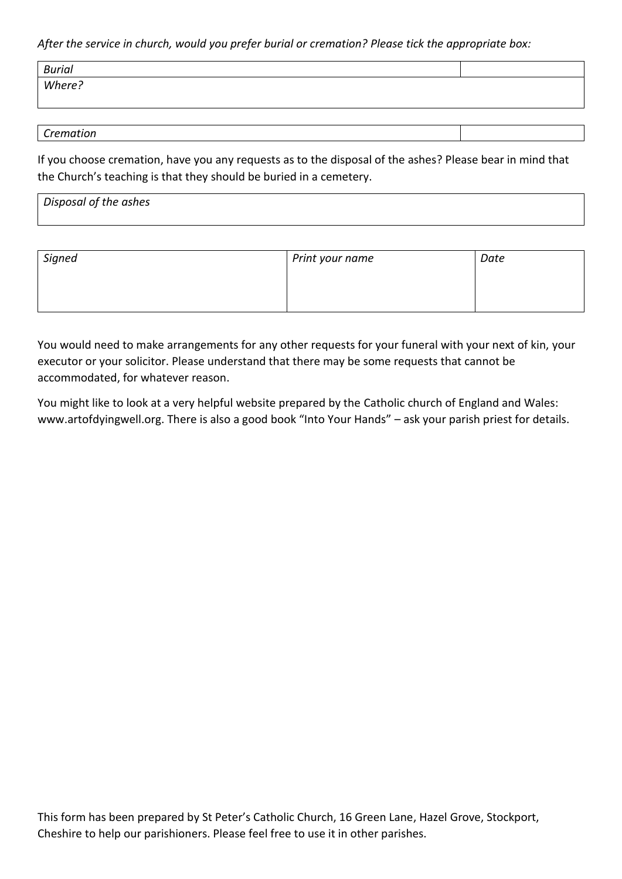*After the service in church, would you prefer burial or cremation? Please tick the appropriate box:*

| | |
|---|---|
| *Burial* | |
| *Where?* | |

| | |
|---|---|
| *Cremation* | |

If you choose cremation, have you any requests as to the disposal of the ashes? Please bear in mind that the Church's teaching is that they should be buried in a cemetery.

| |
|---|
| *Disposal of the ashes* |

| *Signed* | *Print your name* | *Date* |
|---|---|---|
| | | |

You would need to make arrangements for any other requests for your funeral with your next of kin, your executor or your solicitor. Please understand that there may be some requests that cannot be accommodated, for whatever reason.

You might like to look at a very helpful website prepared by the Catholic church of England and Wales: www.artofdyingwell.org. There is also a good book "Into Your Hands" – ask your parish priest for details.

This form has been prepared by St Peter's Catholic Church, 16 Green Lane, Hazel Grove, Stockport, Cheshire to help our parishioners. Please feel free to use it in other parishes.